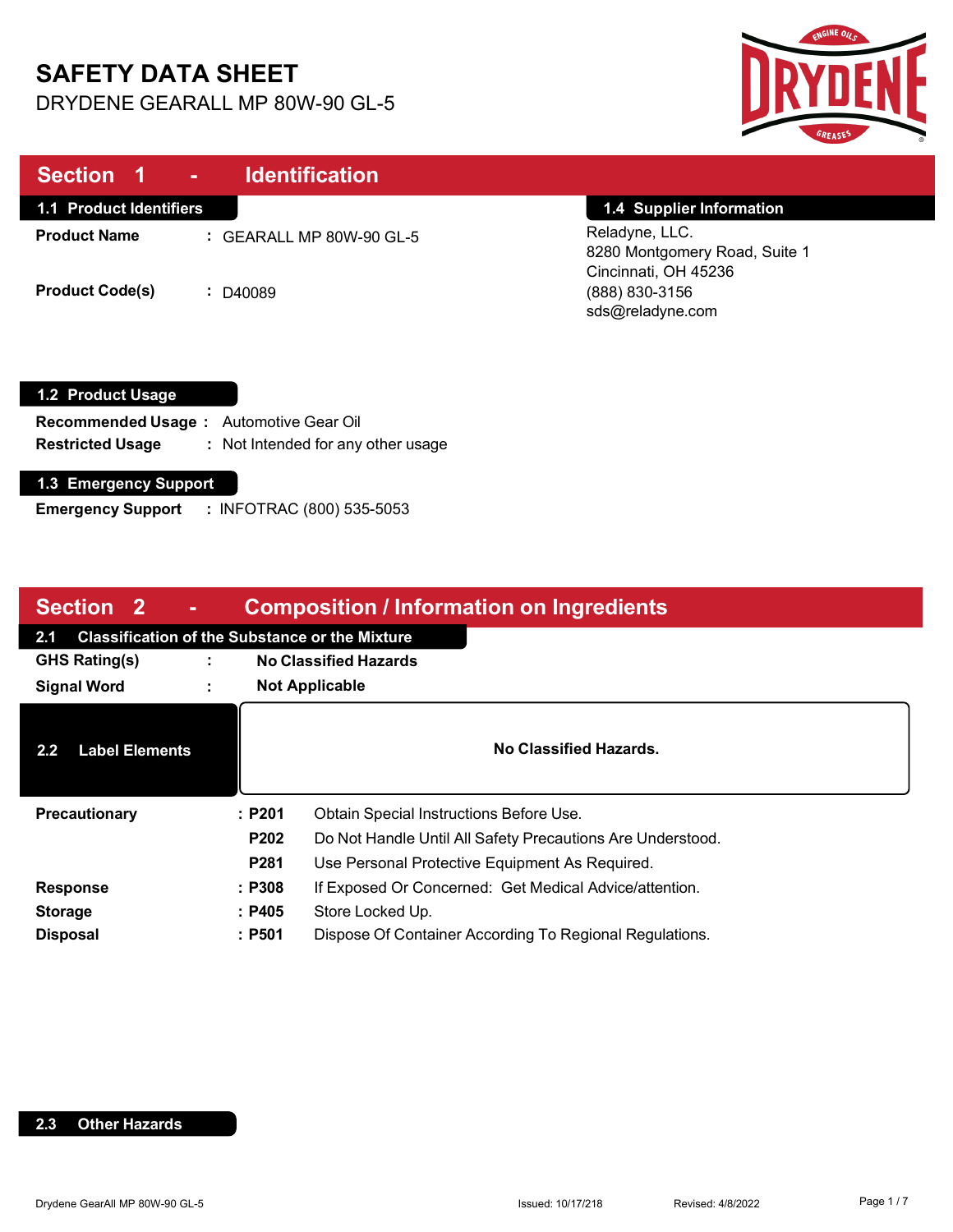# SAFETY DATA SHEET

DRYDENE GEARALL MP 80W-90 GL-5

## Section 1 - Identification

### 1.1 Product Identifiers

**Product Name** : GEARALL MP 80W-90 GL-5

**Product Code(s)** : D40089

### 1.4 Supplier Information

Reladyne, LLC.
8280 Montgomery Road, Suite 1
Cincinnati, OH 45236
(888) 830-3156
sds@reladyne.com

### 1.2 Product Usage

**Recommended Usage** : Automotive Gear Oil

**Restricted Usage** : Not Intended for any other usage

### 1.3 Emergency Support

**Emergency Support** : INFOTRAC (800) 535-5053

## Section 2 - Composition / Information on Ingredients

### 2.1 Classification of the Substance or the Mixture

**GHS Rating(s)** : **No Classified Hazards**

**Signal Word** : **Not Applicable**

### 2.2 Label Elements

**No Classified Hazards.**

| | | |
|---|---|---|
| **Precautionary** | **P201** | Obtain Special Instructions Before Use. |
| | **P202** | Do Not Handle Until All Safety Precautions Are Understood. |
| | **P281** | Use Personal Protective Equipment As Required. |
| **Response** | **P308** | If Exposed Or Concerned: Get Medical Advice/attention. |
| **Storage** | **P405** | Store Locked Up. |
| **Disposal** | **P501** | Dispose Of Container According To Regional Regulations. |

### 2.3 Other Hazards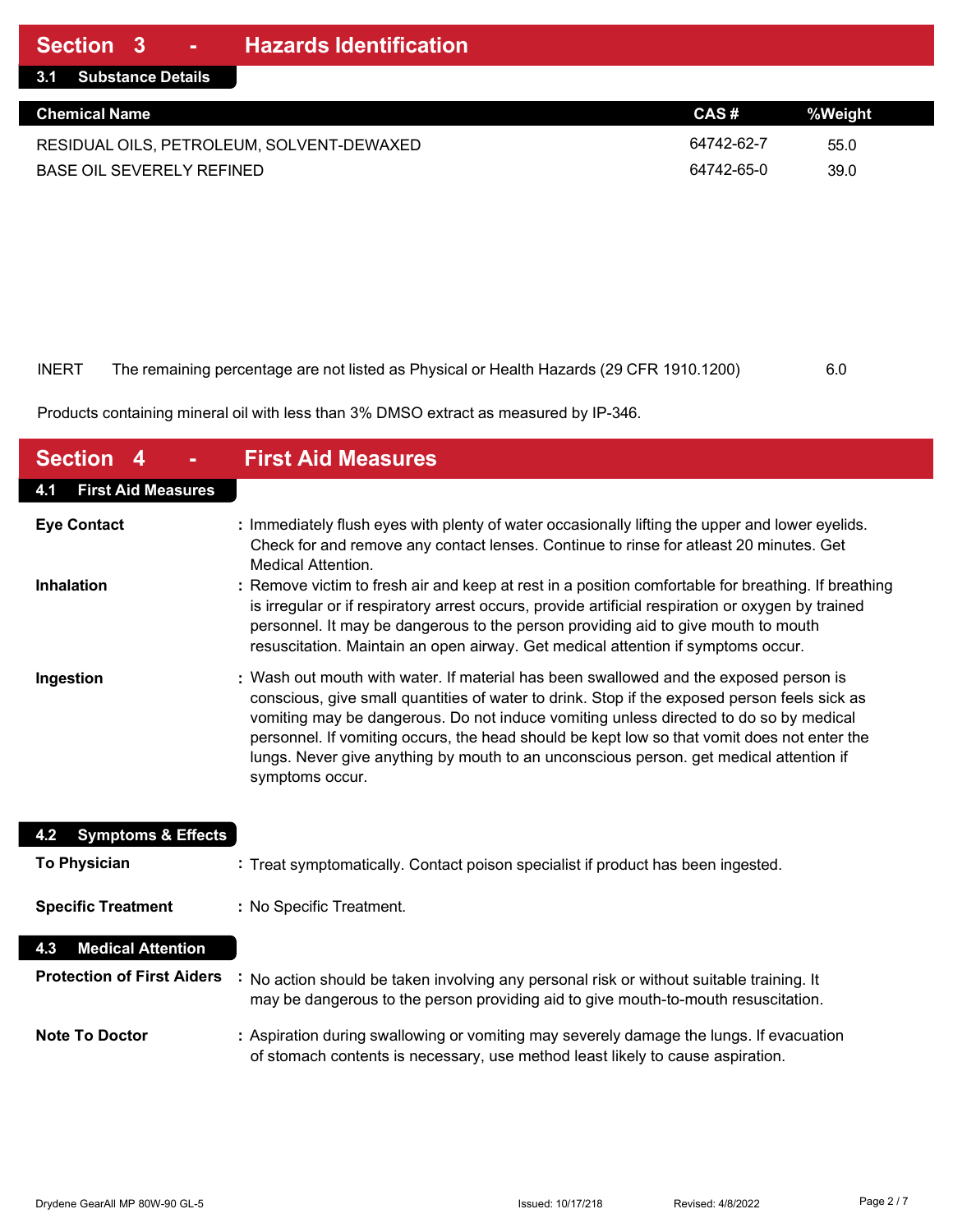## Section 3 - Hazards Identification

### 3.1 Substance Details

| Chemical Name | CAS # | %Weight |
|---|---|---|
| RESIDUAL OILS, PETROLEUM, SOLVENT-DEWAXED | 64742-62-7 | 55.0 |
| BASE OIL SEVERELY REFINED | 64742-65-0 | 39.0 |
| INERT The remaining percentage are not listed as Physical or Health Hazards (29 CFR 1910.1200) | | 6.0 |

Products containing mineral oil with less than 3% DMSO extract as measured by IP-346.

## Section 4 - First Aid Measures

### 4.1 First Aid Measures

**Eye Contact** : Immediately flush eyes with plenty of water occasionally lifting the upper and lower eyelids. Check for and remove any contact lenses. Continue to rinse for atleast 20 minutes. Get Medical Attention.

**Inhalation** : Remove victim to fresh air and keep at rest in a position comfortable for breathing. If breathing is irregular or if respiratory arrest occurs, provide artificial respiration or oxygen by trained personnel. It may be dangerous to the person providing aid to give mouth to mouth resuscitation. Maintain an open airway. Get medical attention if symptoms occur.

**Ingestion** : Wash out mouth with water. If material has been swallowed and the exposed person is conscious, give small quantities of water to drink. Stop if the exposed person feels sick as vomiting may be dangerous. Do not induce vomiting unless directed to do so by medical personnel. If vomiting occurs, the head should be kept low so that vomit does not enter the lungs. Never give anything by mouth to an unconscious person. get medical attention if symptoms occur.

### 4.2 Symptoms & Effects

**To Physician** : Treat symptomatically. Contact poison specialist if product has been ingested.

**Specific Treatment** : No Specific Treatment.

### 4.3 Medical Attention

**Protection of First Aiders** : No action should be taken involving any personal risk or without suitable training. It may be dangerous to the person providing aid to give mouth-to-mouth resuscitation.

**Note To Doctor** : Aspiration during swallowing or vomiting may severely damage the lungs. If evacuation of stomach contents is necessary, use method least likely to cause aspiration.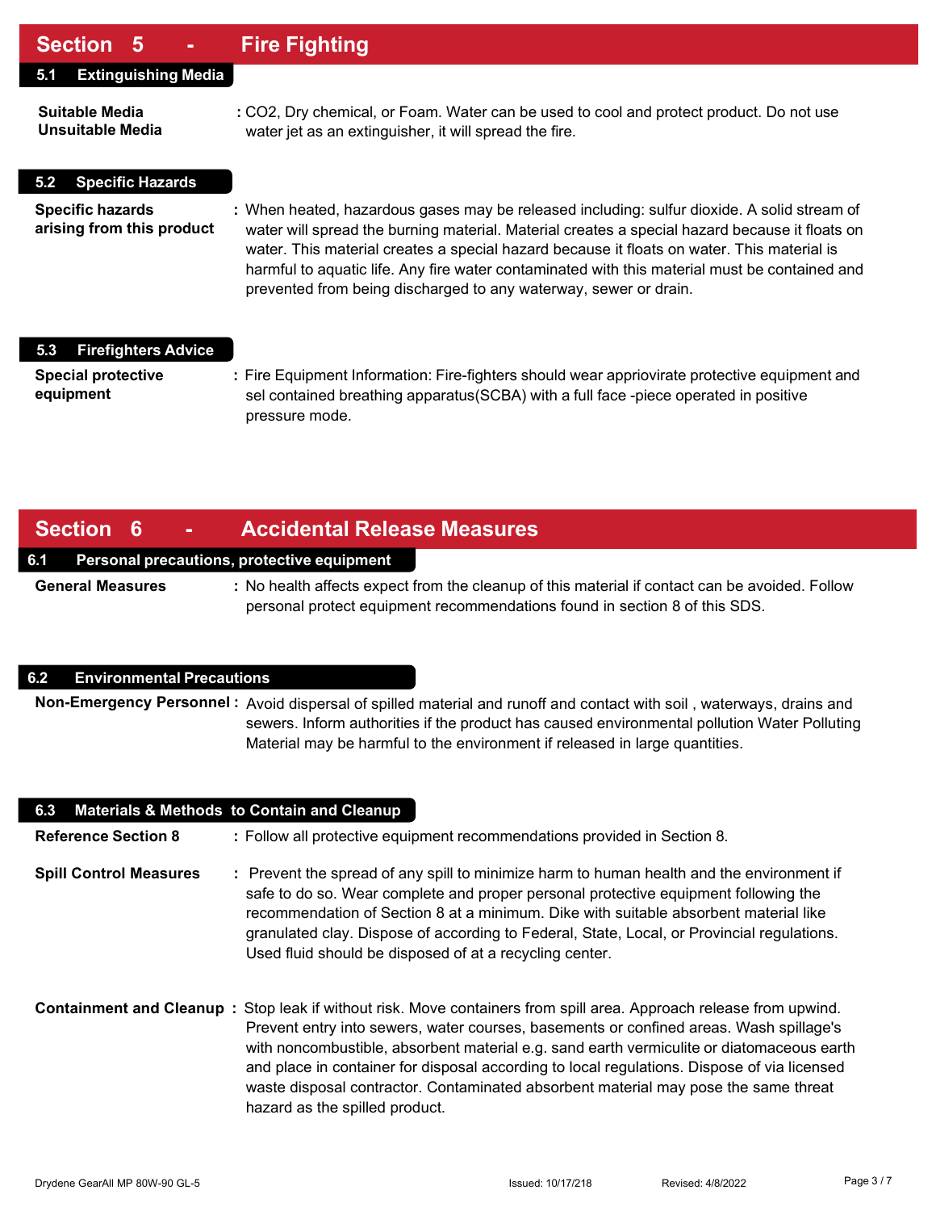## Section 5 - Fire Fighting

### 5.1 Extinguishing Media

**Suitable Media**
**Unsuitable Media** : $CO_2$, Dry chemical, or Foam. Water can be used to cool and protect product. Do not use water jet as an extinguisher, it will spread the fire.

### 5.2 Specific Hazards

**Specific hazards arising from this product** : When heated, hazardous gases may be released including: sulfur dioxide. A solid stream of water will spread the burning material. Material creates a special hazard because it floats on water. This material creates a special hazard because it floats on water. This material is harmful to aquatic life. Any fire water contaminated with this material must be contained and prevented from being discharged to any waterway, sewer or drain.

### 5.3 Firefighters Advice

**Special protective equipment** : Fire Equipment Information: Fire-fighters should wear appriovirate protective equipment and sel contained breathing apparatus(SCBA) with a full face -piece operated in positive pressure mode.

## Section 6 - Accidental Release Measures

### 6.1 Personal precautions, protective equipment

**General Measures** : No health affects expect from the cleanup of this material if contact can be avoided. Follow personal protect equipment recommendations found in section 8 of this SDS.

### 6.2 Environmental Precautions

**Non-Emergency Personnel** : Avoid dispersal of spilled material and runoff and contact with soil , waterways, drains and sewers. Inform authorities if the product has caused environmental pollution Water Polluting Material may be harmful to the environment if released in large quantities.

### 6.3 Materials & Methods to Contain and Cleanup

**Reference Section 8** : Follow all protective equipment recommendations provided in Section 8.

**Spill Control Measures** : Prevent the spread of any spill to minimize harm to human health and the environment if safe to do so. Wear complete and proper personal protective equipment following the recommendation of Section 8 at a minimum. Dike with suitable absorbent material like granulated clay. Dispose of according to Federal, State, Local, or Provincial regulations. Used fluid should be disposed of at a recycling center.

**Containment and Cleanup** : Stop leak if without risk. Move containers from spill area. Approach release from upwind. Prevent entry into sewers, water courses, basements or confined areas. Wash spillage's with noncombustible, absorbent material e.g. sand earth vermiculite or diatomaceous earth and place in container for disposal according to local regulations. Dispose of via licensed waste disposal contractor. Contaminated absorbent material may pose the same threat hazard as the spilled product.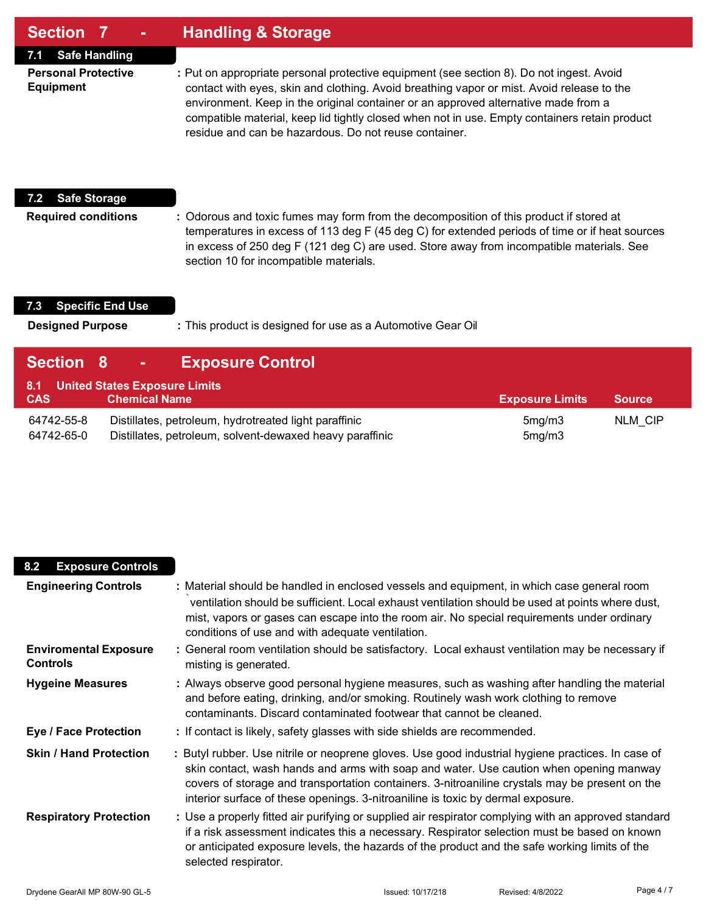## Section 7 - Handling & Storage

### 7.1 Safe Handling

**Personal Protective Equipment** : Put on appropriate personal protective equipment (see section 8). Do not ingest. Avoid contact with eyes, skin and clothing. Avoid breathing vapor or mist. Avoid release to the environment. Keep in the original container or an approved alternative made from a compatible material, keep lid tightly closed when not in use. Empty containers retain product residue and can be hazardous. Do not reuse container.

### 7.2 Safe Storage

**Required conditions** : Odorous and toxic fumes may form from the decomposition of this product if stored at temperatures in excess of 113 deg F (45 deg C) for extended periods of time or if heat sources in excess of 250 deg F (121 deg C) are used. Store away from incompatible materials. See section 10 for incompatible materials.

### 7.3 Specific End Use

**Designed Purpose** : This product is designed for use as a Automotive Gear Oil

## Section 8 - Exposure Control

### 8.1 United States Exposure Limits

| CAS | Chemical Name | Exposure Limits | Source |
|---|---|---|---|
| 64742-55-8 | Distillates, petroleum, hydrotreated light paraffinic | 5mg/m3 | NLM_CIP |
| 64742-65-0 | Distillates, petroleum, solvent-dewaxed heavy paraffinic | 5mg/m3 | |

### 8.2 Exposure Controls

**Engineering Controls** : Material should be handled in enclosed vessels and equipment, in which case general room `ventilation should be sufficient. Local exhaust ventilation should be used at points where dust, mist, vapors or gases can escape into the room air. No special requirements under ordinary conditions of use and with adequate ventilation.

**Enviromental Exposure Controls** : General room ventilation should be satisfactory. Local exhaust ventilation may be necessary if misting is generated.

**Hygeine Measures** : Always observe good personal hygiene measures, such as washing after handling the material and before eating, drinking, and/or smoking. Routinely wash work clothing to remove contaminants. Discard contaminated footwear that cannot be cleaned.

**Eye / Face Protection** : If contact is likely, safety glasses with side shields are recommended.

**Skin / Hand Protection** : Butyl rubber. Use nitrile or neoprene gloves. Use good industrial hygiene practices. In case of skin contact, wash hands and arms with soap and water. Use caution when opening manway covers of storage and transportation containers. 3-nitroaniline crystals may be present on the interior surface of these openings. 3-nitroaniline is toxic by dermal exposure.

**Respiratory Protection** : Use a properly fitted air purifying or supplied air respirator complying with an approved standard if a risk assessment indicates this a necessary. Respirator selection must be based on known or anticipated exposure levels, the hazards of the product and the safe working limits of the selected respirator.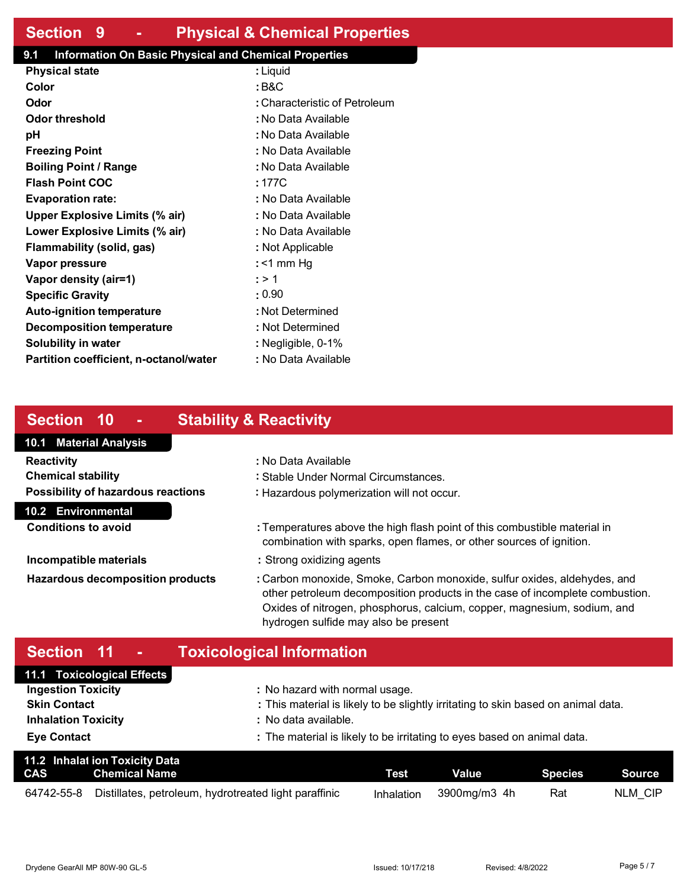## Section 9 - Physical & Chemical Properties

### 9.1 Information On Basic Physical and Chemical Properties

| | |
|---|---|
| **Physical state** | : Liquid |
| **Color** | : B&C |
| **Odor** | : Characteristic of Petroleum |
| **Odor threshold** | : No Data Available |
| **pH** | : No Data Available |
| **Freezing Point** | : No Data Available |
| **Boiling Point / Range** | : No Data Available |
| **Flash Point COC** | : 177C |
| **Evaporation rate:** | : No Data Available |
| **Upper Explosive Limits (% air)** | : No Data Available |
| **Lower Explosive Limits (% air)** | : No Data Available |
| **Flammability (solid, gas)** | : Not Applicable |
| **Vapor pressure** | : <1 mm Hg |
| **Vapor density (air=1)** | : > 1 |
| **Specific Gravity** | : 0.90 |
| **Auto-ignition temperature** | : Not Determined |
| **Decomposition temperature** | : Not Determined |
| **Solubility in water** | : Negligible, 0-1% |
| **Partition coefficient, n-octanol/water** | : No Data Available |

## Section 10 - Stability & Reactivity

### 10.1 Material Analysis

| | |
|---|---|
| **Reactivity** | : No Data Available |
| **Chemical stability** | : Stable Under Normal Circumstances. |
| **Possibility of hazardous reactions** | : Hazardous polymerization will not occur. |

### 10.2 Environmental

| | |
|---|---|
| **Conditions to avoid** | : Temperatures above the high flash point of this combustible material in combination with sparks, open flames, or other sources of ignition. |
| **Incompatible materials** | : Strong oxidizing agents |
| **Hazardous decomposition products** | : Carbon monoxide, Smoke, Carbon monoxide, sulfur oxides, aldehydes, and other petroleum decomposition products in the case of incomplete combustion. Oxides of nitrogen, phosphorus, calcium, copper, magnesium, sodium, and hydrogen sulfide may also be present |

## Section 11 - Toxicological Information

### 11.1 Toxicological Effects

| | |
|---|---|
| **Ingestion Toxicity** | : No hazard with normal usage. |
| **Skin Contact** | : This material is likely to be slightly irritating to skin based on animal data. |
| **Inhalation Toxicity** | : No data available. |
| **Eye Contact** | : The material is likely to be irritating to eyes based on animal data. |

### 11.2 Inhalat ion Toxicity Data

| CAS | Chemical Name | Test | Value | Species | Source |
|---|---|---|---|---|---|
| 64742-55-8 | Distillates, petroleum, hydrotreated light paraffinic | Inhalation | 3900mg/m3 4h | Rat | NLM_CIP |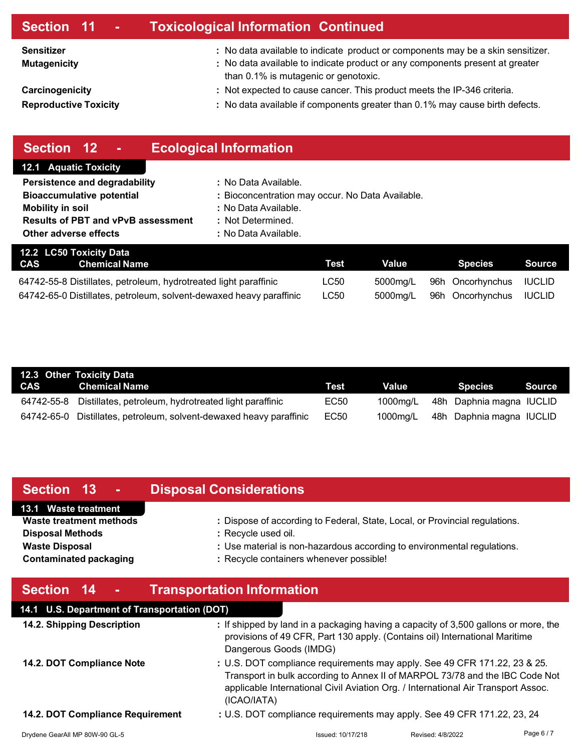## Section 11 - Toxicological Information Continued

**Sensitizer** : No data available to indicate product or components may be a skin sensitizer.

**Mutagenicity** : No data available to indicate product or any components present at greater than 0.1% is mutagenic or genotoxic.

**Carcinogenicity** : Not expected to cause cancer. This product meets the IP-346 criteria.

**Reproductive Toxicity** : No data available if components greater than 0.1% may cause birth defects.

## Section 12 - Ecological Information

### 12.1 Aquatic Toxicity

**Persistence and degradability** : No Data Available.

**Bioaccumulative potential** : Bioconcentration may occur. No Data Available.

**Mobility in soil** : No Data Available.

**Results of PBT and vPvB assessment** : Not Determined.

**Other adverse effects** : No Data Available.

### 12.2 LC50 Toxicity Data

| CAS | Chemical Name | Test | Value | | Species | Source |
|---|---|---|---|---|---|---|
| 64742-55-8 | Distillates, petroleum, hydrotreated light paraffinic | LC50 | 5000mg/L | 96h | Oncorhynchus | IUCLID |
| 64742-65-0 | Distillates, petroleum, solvent-dewaxed heavy paraffinic | LC50 | 5000mg/L | 96h | Oncorhynchus | IUCLID |

### 12.3 Other Toxicity Data

| CAS | Chemical Name | Test | Value | | Species | Source |
|---|---|---|---|---|---|---|
| 64742-55-8 | Distillates, petroleum, hydrotreated light paraffinic | EC50 | 1000mg/L | 48h | Daphnia magna | IUCLID |
| 64742-65-0 | Distillates, petroleum, solvent-dewaxed heavy paraffinic | EC50 | 1000mg/L | 48h | Daphnia magna | IUCLID |

## Section 13 - Disposal Considerations

### 13.1 Waste treatment

**Waste treatment methods** : Dispose of according to Federal, State, Local, or Provincial regulations.

**Disposal Methods** : Recycle used oil.

**Waste Disposal** : Use material is non-hazardous according to environmental regulations.

**Contaminated packaging** : Recycle containers whenever possible!

## Section 14 - Transportation Information

### 14.1 U.S. Department of Transportation (DOT)

**14.2. Shipping Description** : If shipped by land in a packaging having a capacity of 3,500 gallons or more, the provisions of 49 CFR, Part 130 apply. (Contains oil) International Maritime Dangerous Goods (IMDG)

**14.2. DOT Compliance Note** : U.S. DOT compliance requirements may apply. See 49 CFR 171.22, 23 & 25. Transport in bulk according to Annex II of MARPOL 73/78 and the IBC Code Not applicable International Civil Aviation Org. / International Air Transport Assoc. (ICAO/IATA)

**14.2. DOT Compliance Requirement** : U.S. DOT compliance requirements may apply. See 49 CFR 171.22, 23, 24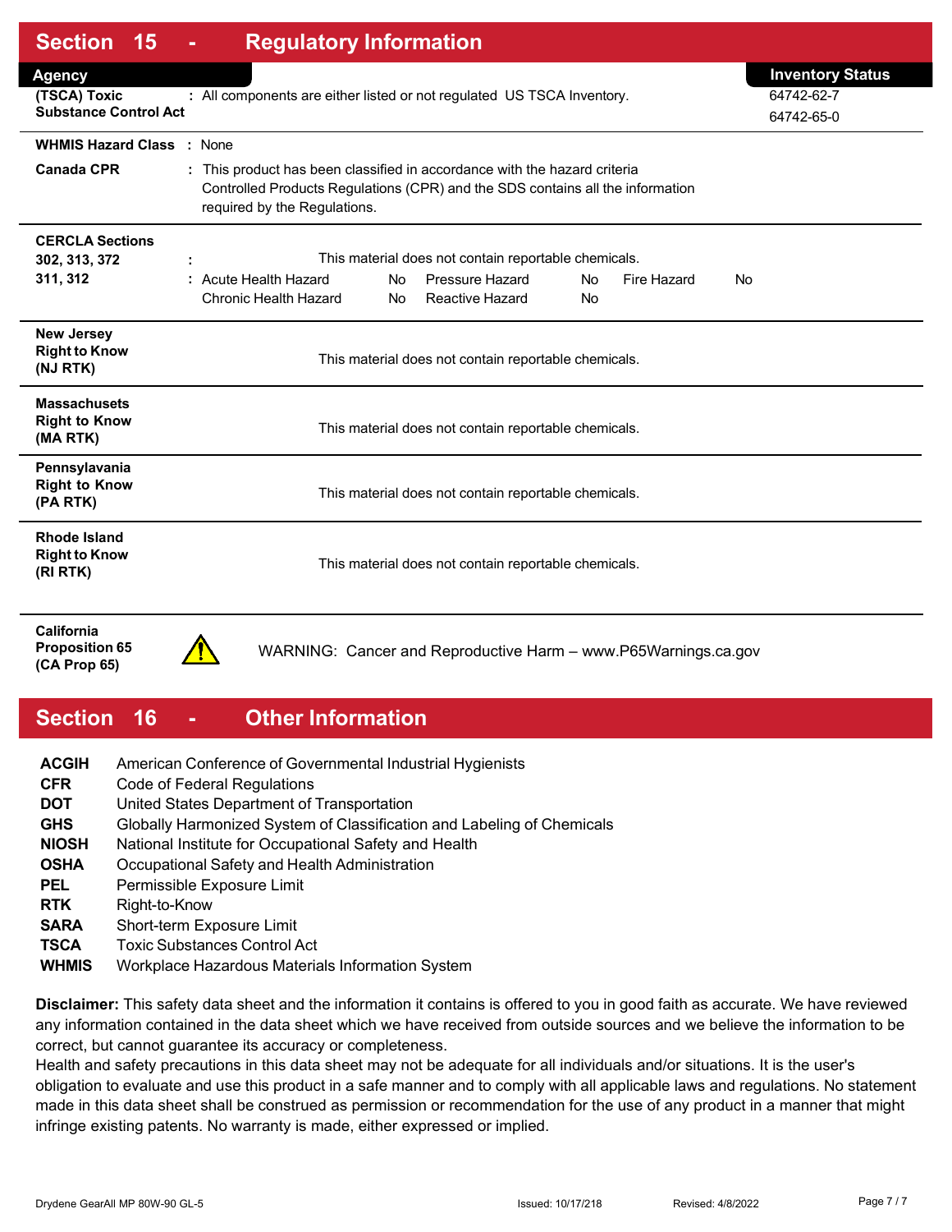## Section 15 - Regulatory Information

| Agency | | Inventory Status |
|---|---|---|
| (TSCA) Toxic Substance Control Act | : All components are either listed or not regulated US TSCA Inventory. | 64742-62-7<br>64742-65-0 |

**WHMIS Hazard Class** : None

**Canada CPR** : This product has been classified in accordance with the hazard criteria Controlled Products Regulations (CPR) and the SDS contains all the information required by the Regulations.

**CERCLA Sections 302, 313, 372** : This material does not contain reportable chemicals.

**311, 312** :

| | | | | | |
|---|---|---|---|---|---|
| Acute Health Hazard | No | Pressure Hazard | No | Fire Hazard | No |
| Chronic Health Hazard | No | Reactive Hazard | No | | |

**New Jersey Right to Know (NJ RTK)**: This material does not contain reportable chemicals.

**Massachusets Right to Know (MA RTK)**: This material does not contain reportable chemicals.

**Pennsylavania Right to Know (PA RTK)**: This material does not contain reportable chemicals.

**Rhode Island Right to Know (RI RTK)**: This material does not contain reportable chemicals.

**California Proposition 65 (CA Prop 65)**: ⚠ WARNING: Cancer and Reproductive Harm – www.P65Warnings.ca.gov

## Section 16 - Other Information

| | |
|---|---|
| **ACGIH** | American Conference of Governmental Industrial Hygienists |
| **CFR** | Code of Federal Regulations |
| **DOT** | United States Department of Transportation |
| **GHS** | Globally Harmonized System of Classification and Labeling of Chemicals |
| **NIOSH** | National Institute for Occupational Safety and Health |
| **OSHA** | Occupational Safety and Health Administration |
| **PEL** | Permissible Exposure Limit |
| **RTK** | Right-to-Know |
| **SARA** | Short-term Exposure Limit |
| **TSCA** | Toxic Substances Control Act |
| **WHMIS** | Workplace Hazardous Materials Information System |

**Disclaimer:** This safety data sheet and the information it contains is offered to you in good faith as accurate. We have reviewed any information contained in the data sheet which we have received from outside sources and we believe the information to be correct, but cannot guarantee its accuracy or completeness.
Health and safety precautions in this data sheet may not be adequate for all individuals and/or situations. It is the user's obligation to evaluate and use this product in a safe manner and to comply with all applicable laws and regulations. No statement made in this data sheet shall be construed as permission or recommendation for the use of any product in a manner that might infringe existing patents. No warranty is made, either expressed or implied.

Drydene GearAll MP 80W-90 GL-5 Issued: 10/17/218 Revised: 4/8/2022